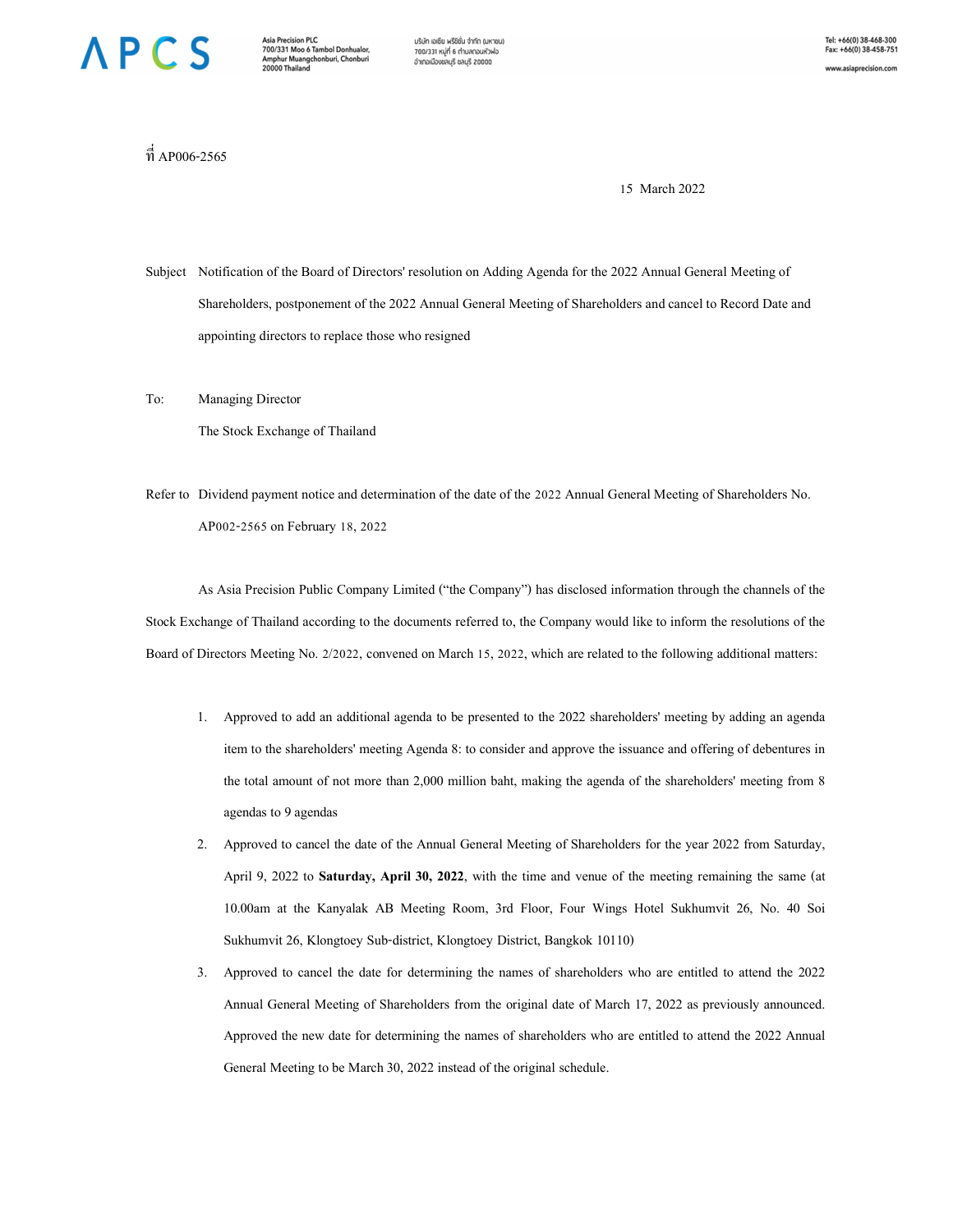ที่ AP006-2565

15 March 2022

Subject Notification of the Board of Directors' resolution on Adding Agenda for the 2022 Annual General Meeting of Shareholders, postponement of the 2022 Annual General Meeting of Shareholders and cancel to Record Date and appointing directors to replace those who resigned

To: Managing Director
The Stock Exchange of Thailand

Refer to Dividend payment notice and determination of the date of the 2022 Annual General Meeting of Shareholders No. AP002-2565 on February 18, 2022

As Asia Precision Public Company Limited ("the Company") has disclosed information through the channels of the Stock Exchange of Thailand according to the documents referred to, the Company would like to inform the resolutions of the Board of Directors Meeting No. 2/2022, convened on March 15, 2022, which are related to the following additional matters:

1. Approved to add an additional agenda to be presented to the 2022 shareholders' meeting by adding an agenda item to the shareholders' meeting Agenda 8: to consider and approve the issuance and offering of debentures in the total amount of not more than 2,000 million baht, making the agenda of the shareholders' meeting from 8 agendas to 9 agendas
2. Approved to cancel the date of the Annual General Meeting of Shareholders for the year 2022 from Saturday, April 9, 2022 to **Saturday, April 30, 2022**, with the time and venue of the meeting remaining the same (at 10.00am at the Kanyalak AB Meeting Room, 3rd Floor, Four Wings Hotel Sukhumvit 26, No. 40 Soi Sukhumvit 26, Klongtoey Sub-district, Klongtoey District, Bangkok 10110)
3. Approved to cancel the date for determining the names of shareholders who are entitled to attend the 2022 Annual General Meeting of Shareholders from the original date of March 17, 2022 as previously announced. Approved the new date for determining the names of shareholders who are entitled to attend the 2022 Annual General Meeting to be March 30, 2022 instead of the original schedule.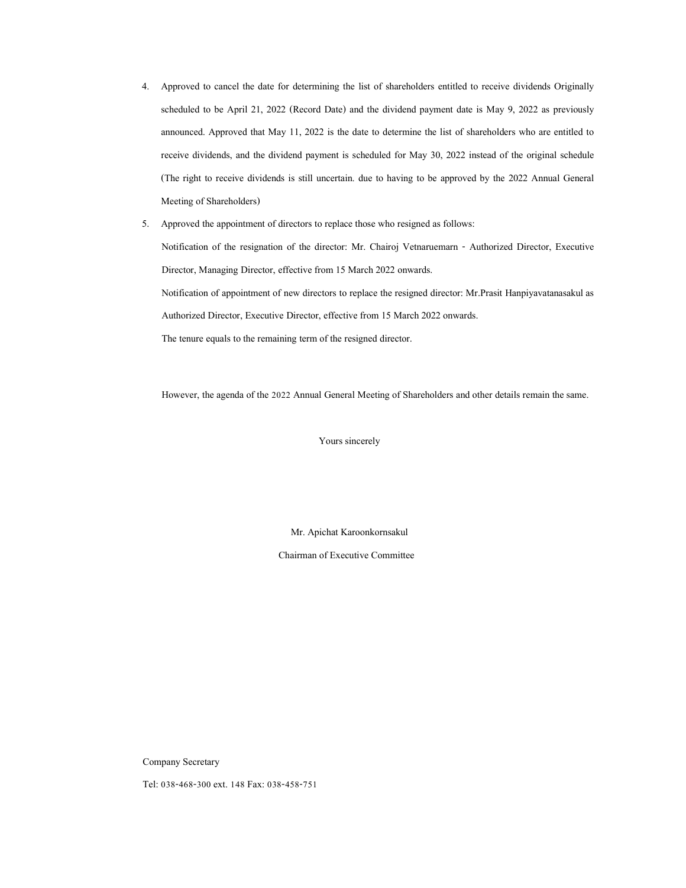4. Approved to cancel the date for determining the list of shareholders entitled to receive dividends Originally scheduled to be April 21, 2022 (Record Date) and the dividend payment date is May 9, 2022 as previously announced. Approved that May 11, 2022 is the date to determine the list of shareholders who are entitled to receive dividends, and the dividend payment is scheduled for May 30, 2022 instead of the original schedule (The right to receive dividends is still uncertain. due to having to be approved by the 2022 Annual General Meeting of Shareholders)

5. Approved the appointment of directors to replace those who resigned as follows:

   Notification of the resignation of the director: Mr. Chairoj Vetnaruemarn - Authorized Director, Executive Director, Managing Director, effective from 15 March 2022 onwards.

   Notification of appointment of new directors to replace the resigned director: Mr.Prasit Hanpiyavatanasakul as Authorized Director, Executive Director, effective from 15 March 2022 onwards.

   The tenure equals to the remaining term of the resigned director.

However, the agenda of the 2022 Annual General Meeting of Shareholders and other details remain the same.

Yours sincerely

Mr. Apichat Karoonkornsakul

Chairman of Executive Committee

Company Secretary

Tel: 038-468-300 ext. 148 Fax: 038-458-751